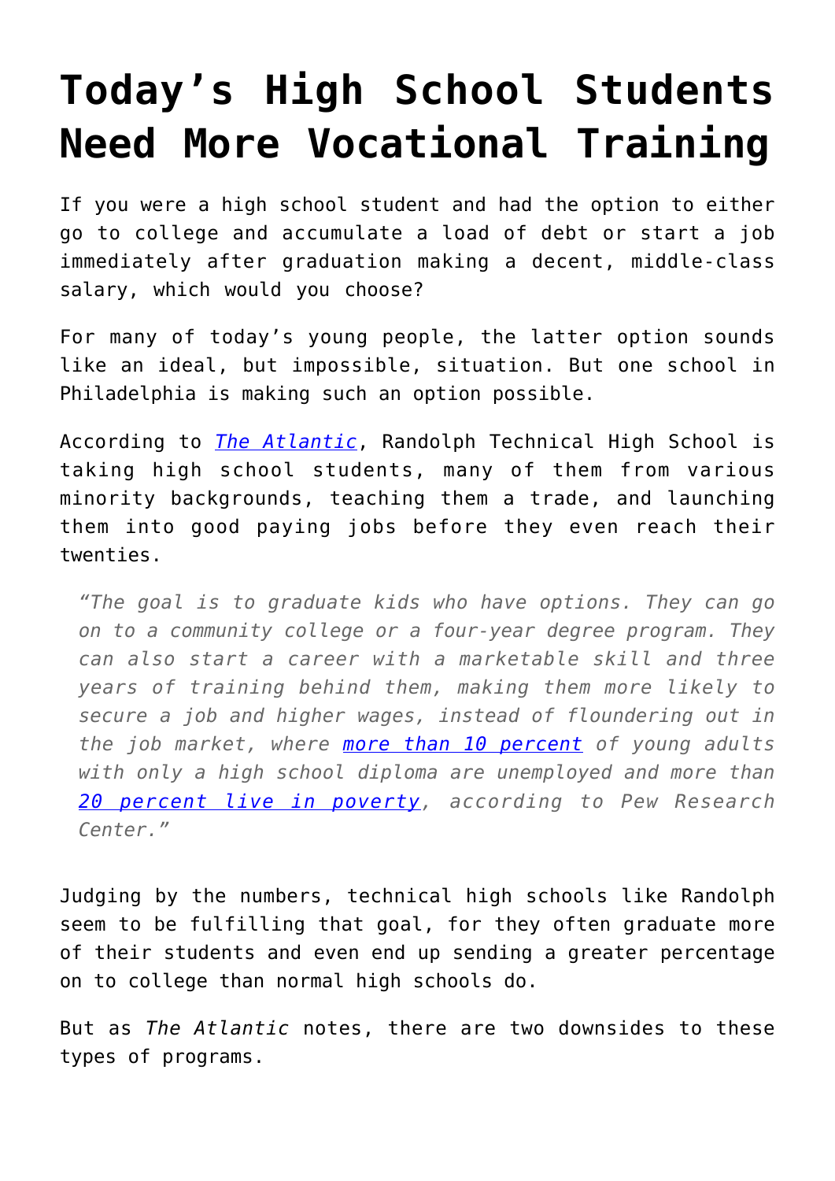# Today's High School Students Need More Vocational Training

If you were a high school student and had the option to either go to college and accumulate a load of debt or start a job immediately after graduation making a decent, middle-class salary, which would you choose?

For many of today's young people, the latter option sounds like an ideal, but impossible, situation. But one school in Philadelphia is making such an option possible.

According to *The Atlantic*, Randolph Technical High School is taking high school students, many of them from various minority backgrounds, teaching them a trade, and launching them into good paying jobs before they even reach their twenties.

> *"The goal is to graduate kids who have options. They can go on to a community college or a four-year degree program. They can also start a career with a marketable skill and three years of training behind them, making them more likely to secure a job and higher wages, instead of floundering out in the job market, where more than 10 percent of young adults with only a high school diploma are unemployed and more than 20 percent live in poverty, according to Pew Research Center."*

Judging by the numbers, technical high schools like Randolph seem to be fulfilling that goal, for they often graduate more of their students and even end up sending a greater percentage on to college than normal high schools do.

But as *The Atlantic* notes, there are two downsides to these types of programs.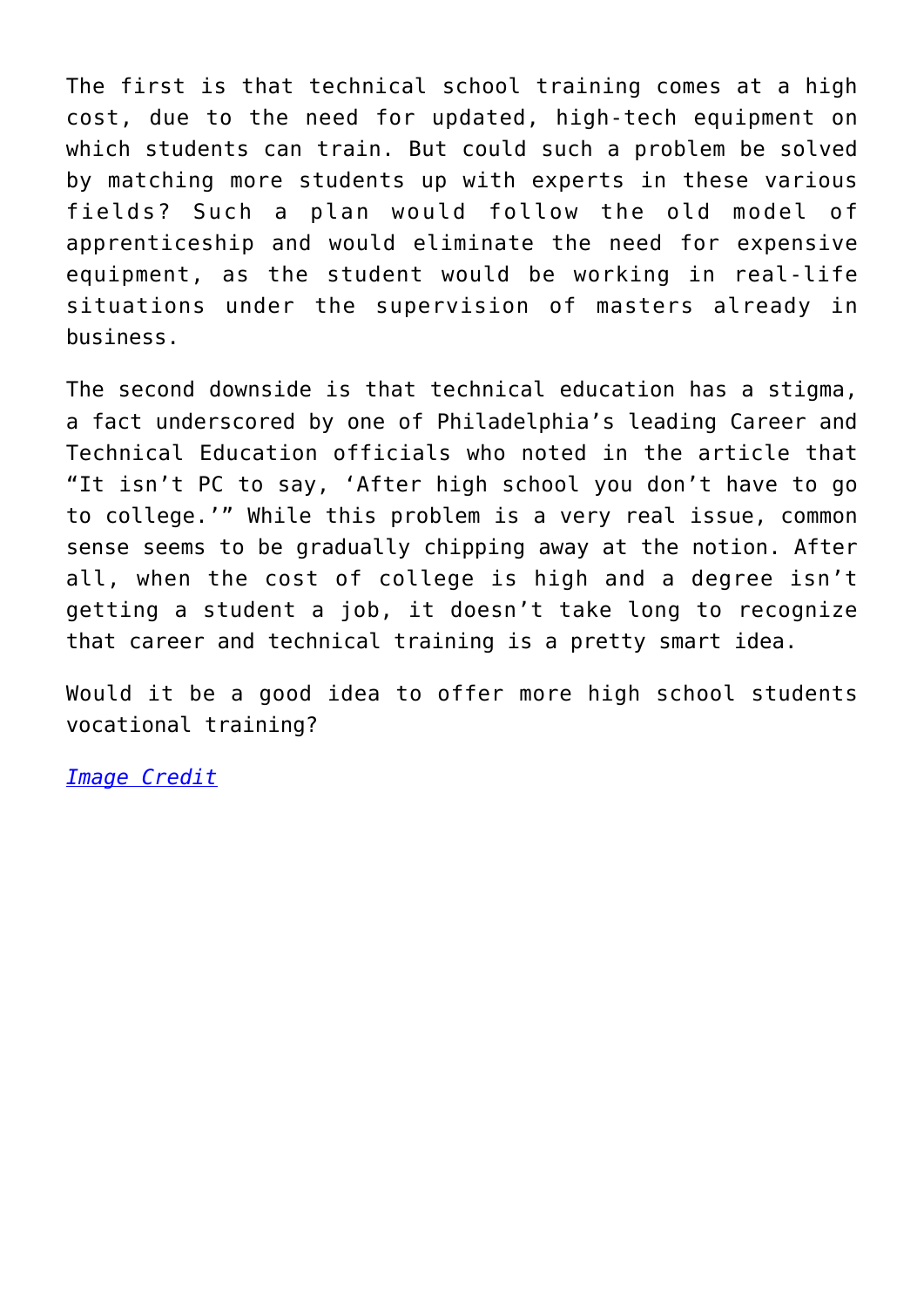The first is that technical school training comes at a high cost, due to the need for updated, high-tech equipment on which students can train. But could such a problem be solved by matching more students up with experts in these various fields? Such a plan would follow the old model of apprenticeship and would eliminate the need for expensive equipment, as the student would be working in real-life situations under the supervision of masters already in business.

The second downside is that technical education has a stigma, a fact underscored by one of Philadelphia's leading Career and Technical Education officials who noted in the article that "It isn't PC to say, 'After high school you don't have to go to college.'" While this problem is a very real issue, common sense seems to be gradually chipping away at the notion. After all, when the cost of college is high and a degree isn't getting a student a job, it doesn't take long to recognize that career and technical training is a pretty smart idea.

Would it be a good idea to offer more high school students vocational training?

*Image Credit*